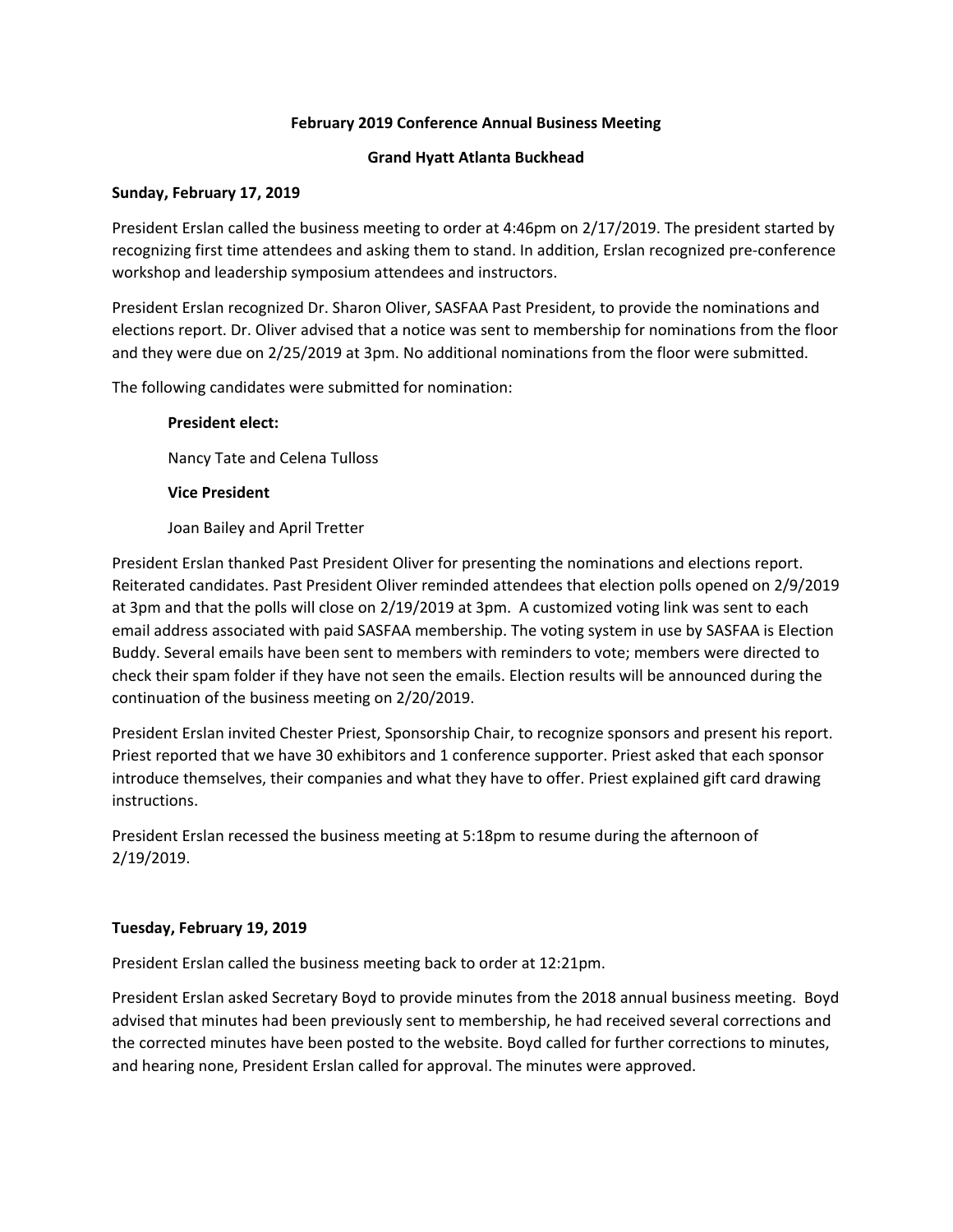**February 2019 Conference Annual Business Meeting**

**Grand Hyatt Atlanta Buckhead**

**Sunday, February 17, 2019**

President Erslan called the business meeting to order at 4:46pm on 2/17/2019. The president started by recognizing first time attendees and asking them to stand. In addition, Erslan recognized pre-conference workshop and leadership symposium attendees and instructors.

President Erslan recognized Dr. Sharon Oliver, SASFAA Past President, to provide the nominations and elections report. Dr. Oliver advised that a notice was sent to membership for nominations from the floor and they were due on 2/25/2019 at 3pm. No additional nominations from the floor were submitted.

The following candidates were submitted for nomination:

> **President elect:**
>
> Nancy Tate and Celena Tulloss
>
> **Vice President**
>
> Joan Bailey and April Tretter

President Erslan thanked Past President Oliver for presenting the nominations and elections report. Reiterated candidates. Past President Oliver reminded attendees that election polls opened on 2/9/2019 at 3pm and that the polls will close on 2/19/2019 at 3pm. A customized voting link was sent to each email address associated with paid SASFAA membership. The voting system in use by SASFAA is Election Buddy. Several emails have been sent to members with reminders to vote; members were directed to check their spam folder if they have not seen the emails. Election results will be announced during the continuation of the business meeting on 2/20/2019.

President Erslan invited Chester Priest, Sponsorship Chair, to recognize sponsors and present his report. Priest reported that we have 30 exhibitors and 1 conference supporter. Priest asked that each sponsor introduce themselves, their companies and what they have to offer. Priest explained gift card drawing instructions.

President Erslan recessed the business meeting at 5:18pm to resume during the afternoon of 2/19/2019.

**Tuesday, February 19, 2019**

President Erslan called the business meeting back to order at 12:21pm.

President Erslan asked Secretary Boyd to provide minutes from the 2018 annual business meeting. Boyd advised that minutes had been previously sent to membership, he had received several corrections and the corrected minutes have been posted to the website. Boyd called for further corrections to minutes, and hearing none, President Erslan called for approval. The minutes were approved.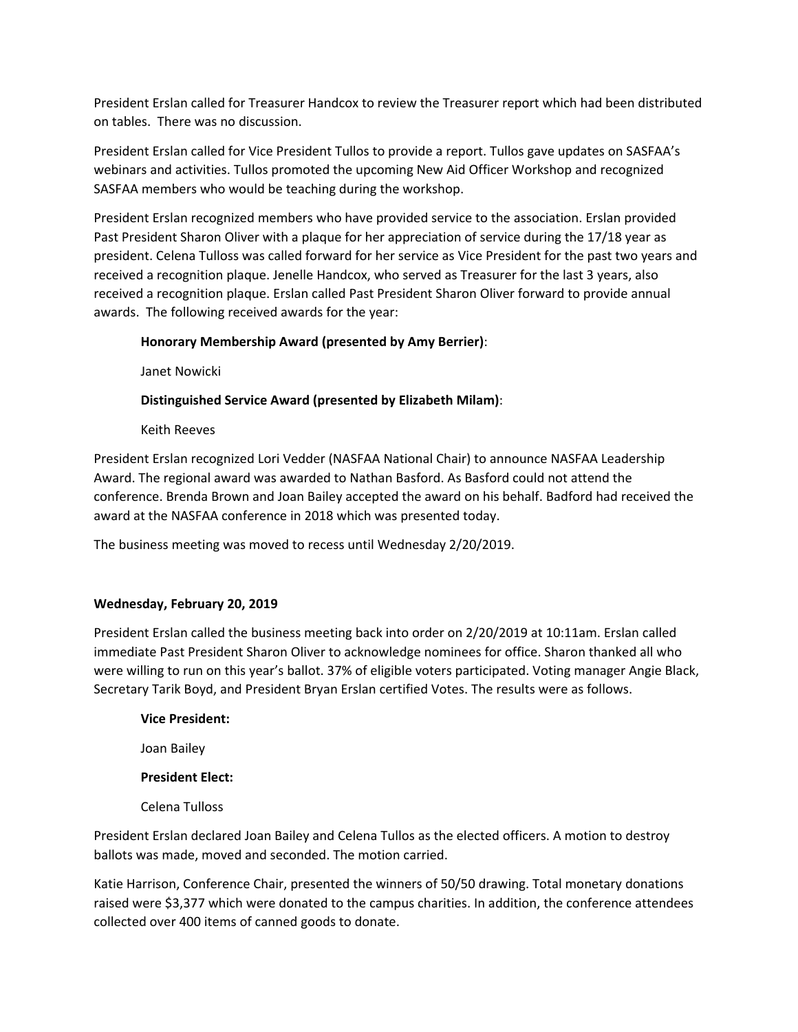President Erslan called for Treasurer Handcox to review the Treasurer report which had been distributed on tables. There was no discussion.

President Erslan called for Vice President Tullos to provide a report. Tullos gave updates on SASFAA's webinars and activities. Tullos promoted the upcoming New Aid Officer Workshop and recognized SASFAA members who would be teaching during the workshop.

President Erslan recognized members who have provided service to the association. Erslan provided Past President Sharon Oliver with a plaque for her appreciation of service during the 17/18 year as president. Celena Tulloss was called forward for her service as Vice President for the past two years and received a recognition plaque. Jenelle Handcox, who served as Treasurer for the last 3 years, also received a recognition plaque. Erslan called Past President Sharon Oliver forward to provide annual awards. The following received awards for the year:

> **Honorary Membership Award (presented by Amy Berrier)**:
>
> Janet Nowicki
>
> **Distinguished Service Award (presented by Elizabeth Milam)**:
>
> Keith Reeves

President Erslan recognized Lori Vedder (NASFAA National Chair) to announce NASFAA Leadership Award. The regional award was awarded to Nathan Basford. As Basford could not attend the conference. Brenda Brown and Joan Bailey accepted the award on his behalf. Badford had received the award at the NASFAA conference in 2018 which was presented today.

The business meeting was moved to recess until Wednesday 2/20/2019.

**Wednesday, February 20, 2019**

President Erslan called the business meeting back into order on 2/20/2019 at 10:11am. Erslan called immediate Past President Sharon Oliver to acknowledge nominees for office. Sharon thanked all who were willing to run on this year's ballot. 37% of eligible voters participated. Voting manager Angie Black, Secretary Tarik Boyd, and President Bryan Erslan certified Votes. The results were as follows.

> **Vice President:**
>
> Joan Bailey
>
> **President Elect:**
>
> Celena Tulloss

President Erslan declared Joan Bailey and Celena Tullos as the elected officers. A motion to destroy ballots was made, moved and seconded. The motion carried.

Katie Harrison, Conference Chair, presented the winners of 50/50 drawing. Total monetary donations raised were $3,377 which were donated to the campus charities. In addition, the conference attendees collected over 400 items of canned goods to donate.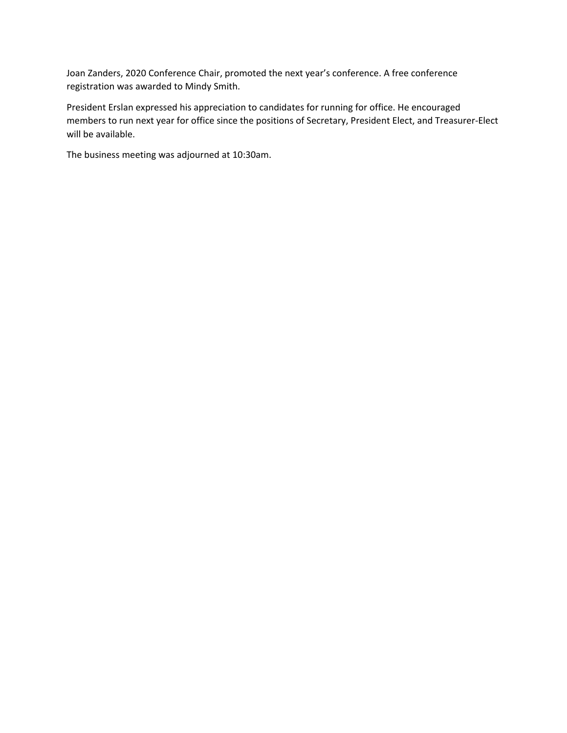Joan Zanders, 2020 Conference Chair, promoted the next year's conference. A free conference registration was awarded to Mindy Smith.

President Erslan expressed his appreciation to candidates for running for office. He encouraged members to run next year for office since the positions of Secretary, President Elect, and Treasurer-Elect will be available.

The business meeting was adjourned at 10:30am.